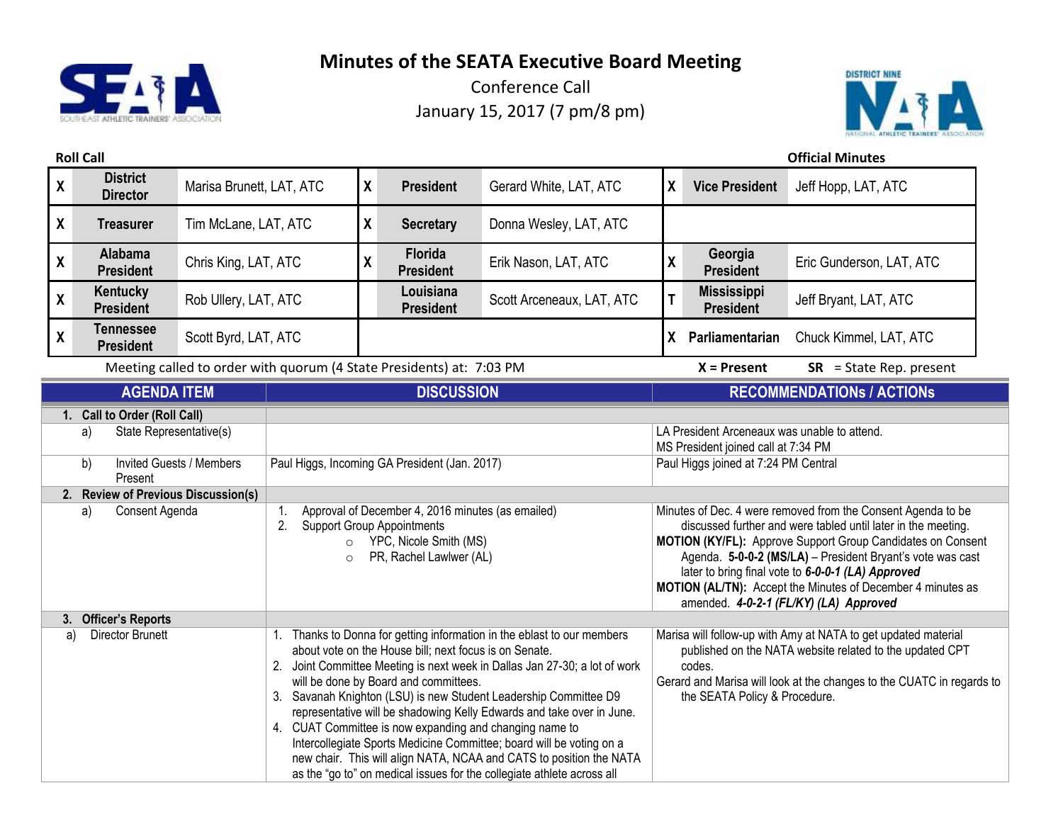# Minutes of the SEATA Executive Board Meeting

Conference Call

January 15, 2017 (7 pm/8 pm)

**Roll Call** **Official Minutes**

| | | | | | | | | |
|---|---|---|---|---|---|---|---|---|
| X | **District Director** | Marisa Brunett, LAT, ATC | X | **President** | Gerard White, LAT, ATC | X | **Vice President** | Jeff Hopp, LAT, ATC |
| X | **Treasurer** | Tim McLane, LAT, ATC | X | **Secretary** | Donna Wesley, LAT, ATC | | | |
| X | **Alabama President** | Chris King, LAT, ATC | X | **Florida President** | Erik Nason, LAT, ATC | X | **Georgia President** | Eric Gunderson, LAT, ATC |
| X | **Kentucky President** | Rob Ullery, LAT, ATC | | **Louisiana President** | Scott Arceneaux, LAT, ATC | T | **Mississippi President** | Jeff Bryant, LAT, ATC |
| X | **Tennessee President** | Scott Byrd, LAT, ATC | | | | X | **Parliamentarian** | Chuck Kimmel, LAT, ATC |

Meeting called to order with quorum (4 State Presidents) at: 7:03 PM **X = Present** **SR** = State Rep. present

| AGENDA ITEM | DISCUSSION | RECOMMENDATIONs / ACTIONs |
|---|---|---|
| **1. Call to Order (Roll Call)** | | |
| a) State Representative(s) | | LA President Arceneaux was unable to attend.<br>MS President joined call at 7:34 PM |
| b) Invited Guests / Members Present | Paul Higgs, Incoming GA President (Jan. 2017) | Paul Higgs joined at 7:24 PM Central |
| **2. Review of Previous Discussion(s)** | | |
| a) Consent Agenda | 1. Approval of December 4, 2016 minutes (as emailed)<br>2. Support Group Appointments<br>○ YPC, Nicole Smith (MS)<br>○ PR, Rachel Lawlwer (AL) | Minutes of Dec. 4 were removed from the Consent Agenda to be discussed further and were tabled until later in the meeting.<br>**MOTION (KY/FL):** Approve Support Group Candidates on Consent Agenda. **5-0-0-2 (MS/LA)** – President Bryant's vote was cast later to bring final vote to ***6-0-0-1 (LA) Approved***<br>**MOTION (AL/TN):** Accept the Minutes of December 4 minutes as amended. ***4-0-2-1 (FL/KY) (LA) Approved*** |
| **3. Officer's Reports** | | |
| a) Director Brunett | 1. Thanks to Donna for getting information in the eblast to our members about vote on the House bill; next focus is on Senate.<br>2. Joint Committee Meeting is next week in Dallas Jan 27-30; a lot of work will be done by Board and committees.<br>3. Savanah Knighton (LSU) is new Student Leadership Committee D9 representative will be shadowing Kelly Edwards and take over in June.<br>4. CUAT Committee is now expanding and changing name to Intercollegiate Sports Medicine Committee; board will be voting on a new chair. This will align NATA, NCAA and CATS to position the NATA as the "go to" on medical issues for the collegiate athlete across all | Marisa will follow-up with Amy at NATA to get updated material published on the NATA website related to the updated CPT codes.<br>Gerard and Marisa will look at the changes to the CUATC in regards to the SEATA Policy & Procedure. |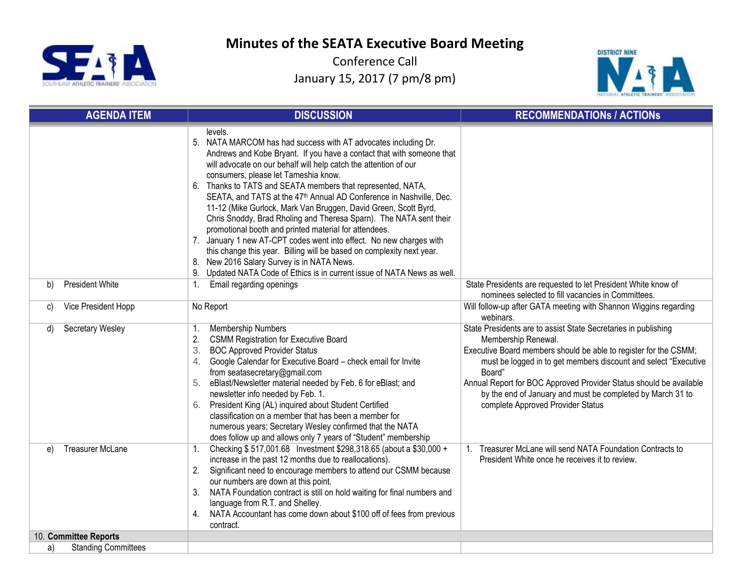# Minutes of the SEATA Executive Board Meeting

Conference Call

January 15, 2017 (7 pm/8 pm)

| AGENDA ITEM | DISCUSSION | RECOMMENDATIONs / ACTIONs |
|---|---|---|
| | levels.<br>5. NATA MARCOM has had success with AT advocates including Dr. Andrews and Kobe Bryant. If you have a contact that with someone that will advocate on our behalf will help catch the attention of our consumers, please let Tameshia know.<br>6. Thanks to TATS and SEATA members that represented, NATA, SEATA, and TATS at the 47th Annual AD Conference in Nashville, Dec. 11-12 (Mike Gurlock, Mark Van Bruggen, David Green, Scott Byrd, Chris Snoddy, Brad Rholing and Theresa Sparn). The NATA sent their promotional booth and printed material for attendees.<br>7. January 1 new AT-CPT codes went into effect. No new charges with this change this year. Billing will be based on complexity next year.<br>8. New 2016 Salary Survey is in NATA News.<br>9. Updated NATA Code of Ethics is in current issue of NATA News as well. | |
| b) President White | 1. Email regarding openings | State Presidents are requested to let President White know of nominees selected to fill vacancies in Committees. |
| c) Vice President Hopp | No Report | Will follow-up after GATA meeting with Shannon Wiggins regarding webinars. |
| d) Secretary Wesley | 1. Membership Numbers<br>2. CSMM Registration for Executive Board<br>3. BOC Approved Provider Status<br>4. Google Calendar for Executive Board – check email for Invite from seatasecretary@gmail.com<br>5. eBlast/Newsletter material needed by Feb. 6 for eBlast; and newsletter info needed by Feb. 1.<br>6. President King (AL) inquired about Student Certified classification on a member that has been a member for numerous years; Secretary Wesley confirmed that the NATA does follow up and allows only 7 years of "Student" membership | State Presidents are to assist State Secretaries in publishing Membership Renewal.<br>Executive Board members should be able to register for the CSMM; must be logged in to get members discount and select "Executive Board"<br>Annual Report for BOC Approved Provider Status should be available by the end of January and must be completed by March 31 to complete Approved Provider Status |
| e) Treasurer McLane | 1. Checking $ 517,001.68 Investment $298,318.65 (about a $30,000 + increase in the past 12 months due to reallocations).<br>2. Significant need to encourage members to attend our CSMM because our numbers are down at this point.<br>3. NATA Foundation contract is still on hold waiting for final numbers and language from R.T. and Shelley.<br>4. NATA Accountant has come down about $100 off of fees from previous contract. | 1. Treasurer McLane will send NATA Foundation Contracts to President White once he receives it to review. |
| 10. **Committee Reports** | | |
| a) Standing Committees | | |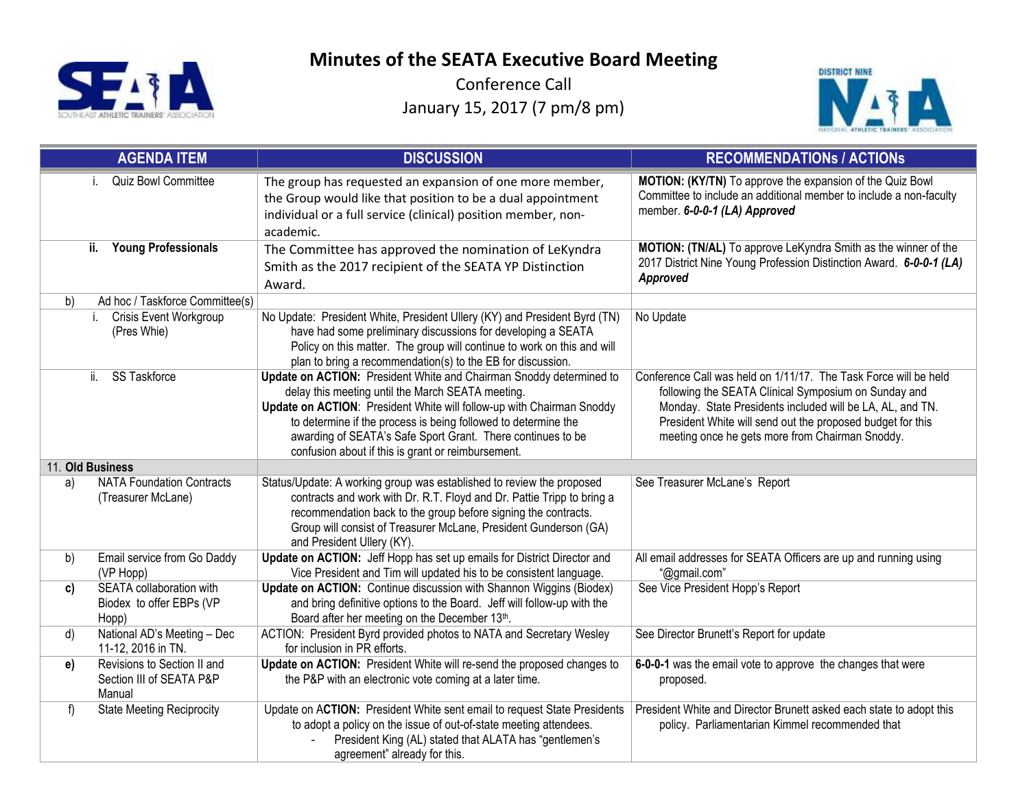# Minutes of the SEATA Executive Board Meeting

Conference Call

January 15, 2017 (7 pm/8 pm)

| AGENDA ITEM | DISCUSSION | RECOMMENDATIONs / ACTIONs |
|---|---|---|
| i. Quiz Bowl Committee | The group has requested an expansion of one more member, the Group would like that position to be a dual appointment individual or a full service (clinical) position member, non-academic. | **MOTION: (KY/TN)** To approve the expansion of the Quiz Bowl Committee to include an additional member to include a non-faculty member. ***6-0-0-1 (LA) Approved*** |
| **ii. Young Professionals** | The Committee has approved the nomination of LeKyndra Smith as the 2017 recipient of the SEATA YP Distinction Award. | **MOTION: (TN/AL)** To approve LeKyndra Smith as the winner of the 2017 District Nine Young Profession Distinction Award. ***6-0-0-1 (LA) Approved*** |
| b) Ad hoc / Taskforce Committee(s) | | |
| i. Crisis Event Workgroup (Pres Whie) | No Update: President White, President Ullery (KY) and President Byrd (TN) have had some preliminary discussions for developing a SEATA Policy on this matter. The group will continue to work on this and will plan to bring a recommendation(s) to the EB for discussion. | No Update |
| ii. SS Taskforce | **Update on ACTION:** President White and Chairman Snoddy determined to delay this meeting until the March SEATA meeting.<br>**Update on ACTION**: President White will follow-up with Chairman Snoddy to determine if the process is being followed to determine the awarding of SEATA's Safe Sport Grant. There continues to be confusion about if this is grant or reimbursement. | Conference Call was held on 1/11/17. The Task Force will be held following the SEATA Clinical Symposium on Sunday and Monday. State Presidents included will be LA, AL, and TN. President White will send out the proposed budget for this meeting once he gets more from Chairman Snoddy. |
| 11. **Old Business** | | |
| a) NATA Foundation Contracts (Treasurer McLane) | Status/Update: A working group was established to review the proposed contracts and work with Dr. R.T. Floyd and Dr. Pattie Tripp to bring a recommendation back to the group before signing the contracts. Group will consist of Treasurer McLane, President Gunderson (GA) and President Ullery (KY). | See Treasurer McLane's Report |
| b) Email service from Go Daddy (VP Hopp) | **Update on ACTION:** Jeff Hopp has set up emails for District Director and Vice President and Tim will updated his to be consistent language. | All email addresses for SEATA Officers are up and running using "@gmail.com" |
| **c)** SEATA collaboration with Biodex to offer EBPs (VP Hopp) | **Update on ACTION:** Continue discussion with Shannon Wiggins (Biodex) and bring definitive options to the Board. Jeff will follow-up with the Board after her meeting on the December 13th. | See Vice President Hopp's Report |
| d) National AD's Meeting – Dec 11-12, 2016 in TN. | ACTION: President Byrd provided photos to NATA and Secretary Wesley for inclusion in PR efforts. | See Director Brunett's Report for update |
| **e)** Revisions to Section II and Section III of SEATA P&P Manual | **Update on ACTION:** President White will re-send the proposed changes to the P&P with an electronic vote coming at a later time. | **6-0-0-1** was the email vote to approve the changes that were proposed. |
| f) State Meeting Reciprocity | Update on **ACTION:** President White sent email to request State Presidents to adopt a policy on the issue of out-of-state meeting attendees.<br>- President King (AL) stated that ALATA has "gentlemen's agreement" already for this. | President White and Director Brunett asked each state to adopt this policy. Parliamentarian Kimmel recommended that |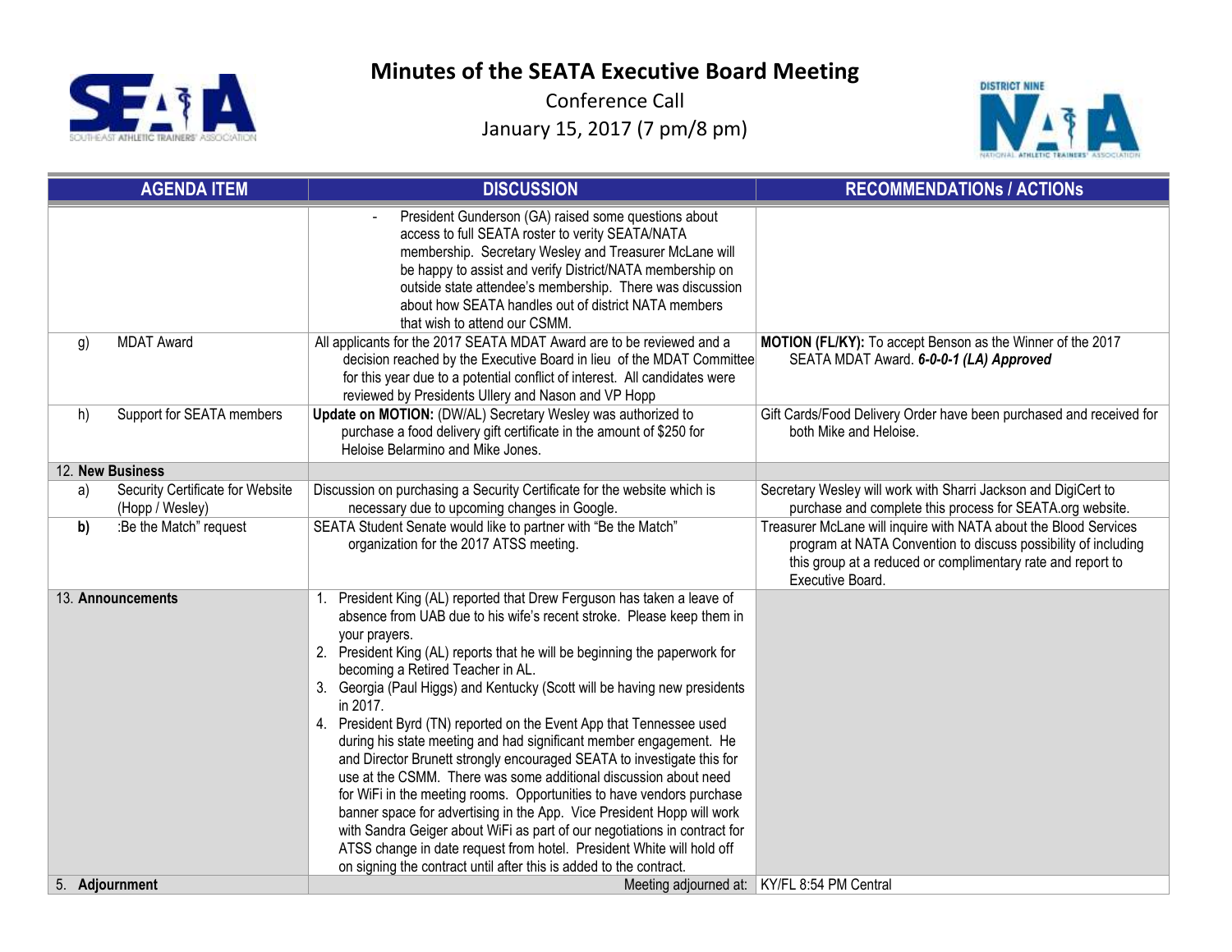# Minutes of the SEATA Executive Board Meeting

Conference Call

January 15, 2017 (7 pm/8 pm)

| AGENDA ITEM | DISCUSSION | RECOMMENDATIONs / ACTIONs |
|---|---|---|
| | - President Gunderson (GA) raised some questions about access to full SEATA roster to verity SEATA/NATA membership. Secretary Wesley and Treasurer McLane will be happy to assist and verify District/NATA membership on outside state attendee's membership. There was discussion about how SEATA handles out of district NATA members that wish to attend our CSMM. | |
| g) MDAT Award | All applicants for the 2017 SEATA MDAT Award are to be reviewed and a decision reached by the Executive Board in lieu of the MDAT Committee for this year due to a potential conflict of interest. All candidates were reviewed by Presidents Ullery and Nason and VP Hopp | **MOTION (FL/KY):** To accept Benson as the Winner of the 2017 SEATA MDAT Award. ***6-0-0-1 (LA) Approved*** |
| h) Support for SEATA members | **Update on MOTION:** (DW/AL) Secretary Wesley was authorized to purchase a food delivery gift certificate in the amount of $250 for Heloise Belarmino and Mike Jones. | Gift Cards/Food Delivery Order have been purchased and received for both Mike and Heloise. |
| 12. **New Business** | | |
| a) Security Certificate for Website (Hopp / Wesley) | Discussion on purchasing a Security Certificate for the website which is necessary due to upcoming changes in Google. | Secretary Wesley will work with Sharri Jackson and DigiCert to purchase and complete this process for SEATA.org website. |
| **b)** :Be the Match" request | SEATA Student Senate would like to partner with "Be the Match" organization for the 2017 ATSS meeting. | Treasurer McLane will inquire with NATA about the Blood Services program at NATA Convention to discuss possibility of including this group at a reduced or complimentary rate and report to Executive Board. |
| 13. **Announcements** | 1. President King (AL) reported that Drew Ferguson has taken a leave of absence from UAB due to his wife's recent stroke. Please keep them in your prayers.<br>2. President King (AL) reports that he will be beginning the paperwork for becoming a Retired Teacher in AL.<br>3. Georgia (Paul Higgs) and Kentucky (Scott will be having new presidents in 2017.<br>4. President Byrd (TN) reported on the Event App that Tennessee used during his state meeting and had significant member engagement. He and Director Brunett strongly encouraged SEATA to investigate this for use at the CSMM. There was some additional discussion about need for WiFi in the meeting rooms. Opportunities to have vendors purchase banner space for advertising in the App. Vice President Hopp will work with Sandra Geiger about WiFi as part of our negotiations in contract for ATSS change in date request from hotel. President White will hold off on signing the contract until after this is added to the contract. | |
| 5. **Adjournment** | Meeting adjourned at: | KY/FL 8:54 PM Central |